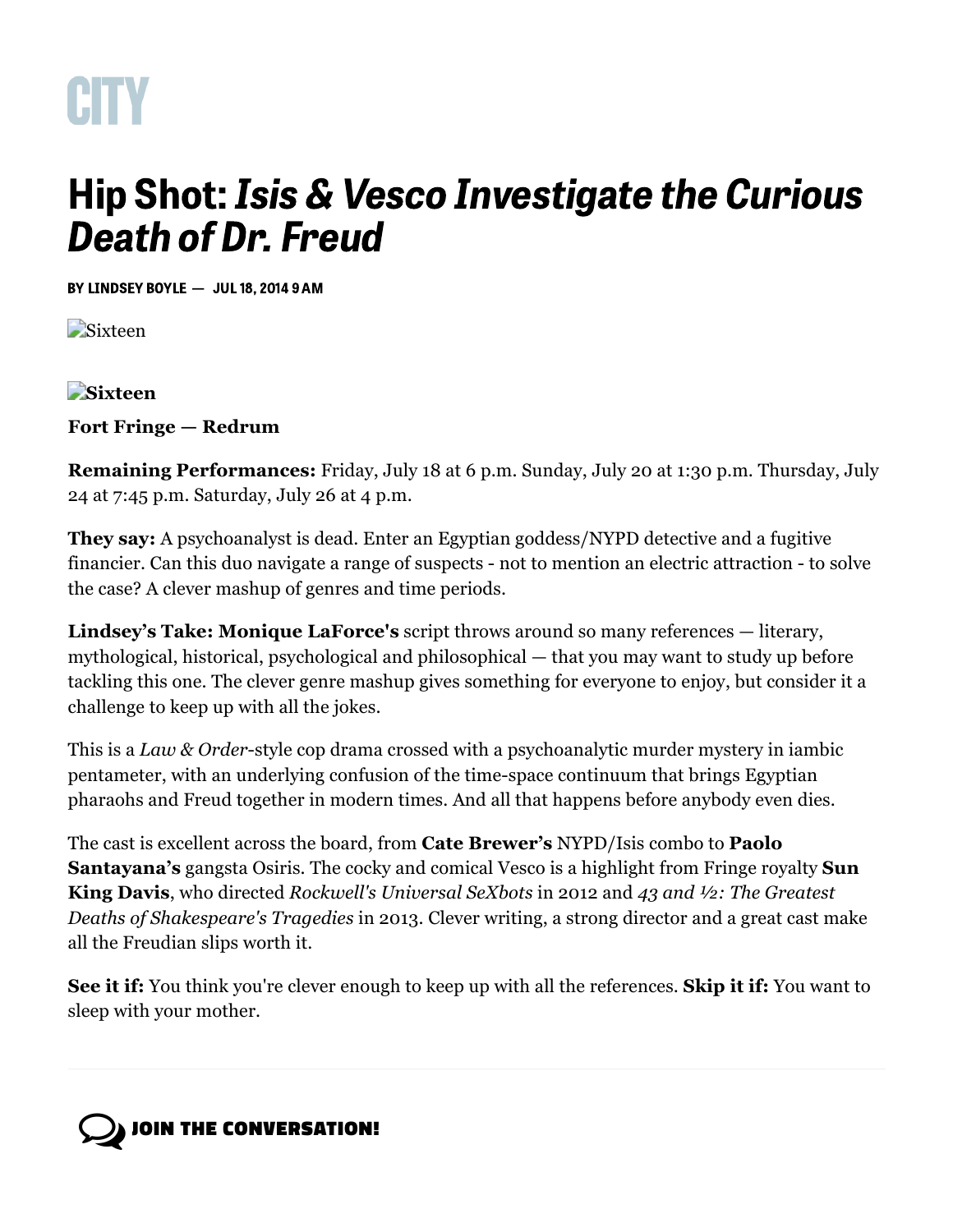CITY

# Hip Shot: *Isis & Vesco Investigate the Curious Death of Dr. Freud*

BY LINDSEY BOYLE — JUL 18, 2014 9 AM

Sixteen

**Sixteen**

**Fort Fringe — Redrum**

**Remaining Performances:** Friday, July 18 at 6 p.m. Sunday, July 20 at 1:30 p.m. Thursday, July 24 at 7:45 p.m. Saturday, July 26 at 4 p.m.

**They say:** A psychoanalyst is dead. Enter an Egyptian goddess/NYPD detective and a fugitive financier. Can this duo navigate a range of suspects - not to mention an electric attraction - to solve the case? A clever mashup of genres and time periods.

**Lindsey's Take: Monique LaForce's** script throws around so many references — literary, mythological, historical, psychological and philosophical — that you may want to study up before tackling this one. The clever genre mashup gives something for everyone to enjoy, but consider it a challenge to keep up with all the jokes.

This is a *Law & Order*-style cop drama crossed with a psychoanalytic murder mystery in iambic pentameter, with an underlying confusion of the time-space continuum that brings Egyptian pharaohs and Freud together in modern times. And all that happens before anybody even dies.

The cast is excellent across the board, from **Cate Brewer's** NYPD/Isis combo to **Paolo Santayana's** gangsta Osiris. The cocky and comical Vesco is a highlight from Fringe royalty **Sun King Davis**, who directed *Rockwell's Universal SeXbots* in 2012 and *43 and ½: The Greatest Deaths of Shakespeare's Tragedies* in 2013. Clever writing, a strong director and a great cast make all the Freudian slips worth it.

**See it if:** You think you're clever enough to keep up with all the references. **Skip it if:** You want to sleep with your mother.

JOIN THE CONVERSATION!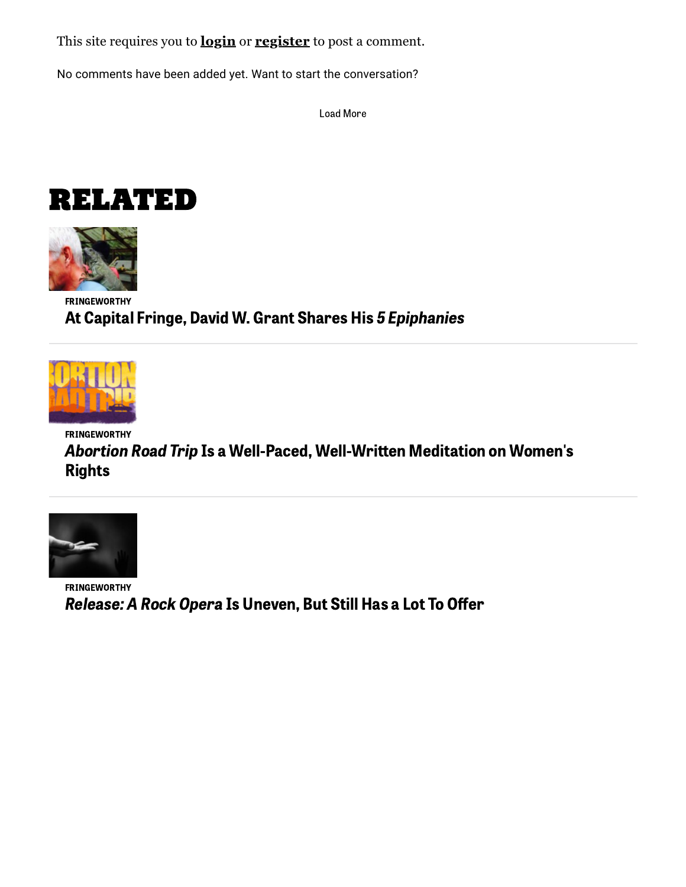This site requires you to **login** or **register** to post a comment.

No comments have been added yet. Want to start the conversation?

Load More

# RELATED

**FRINGEWORTHY**

### At Capital Fringe, David W. Grant Shares His *5 Epiphanies*

---

**FRINGEWORTHY**

### *Abortion Road Trip* Is a Well-Paced, Well-Written Meditation on Women's Rights

---

**FRINGEWORTHY**

### *Release: A Rock Opera* Is Uneven, But Still Has a Lot To Offer